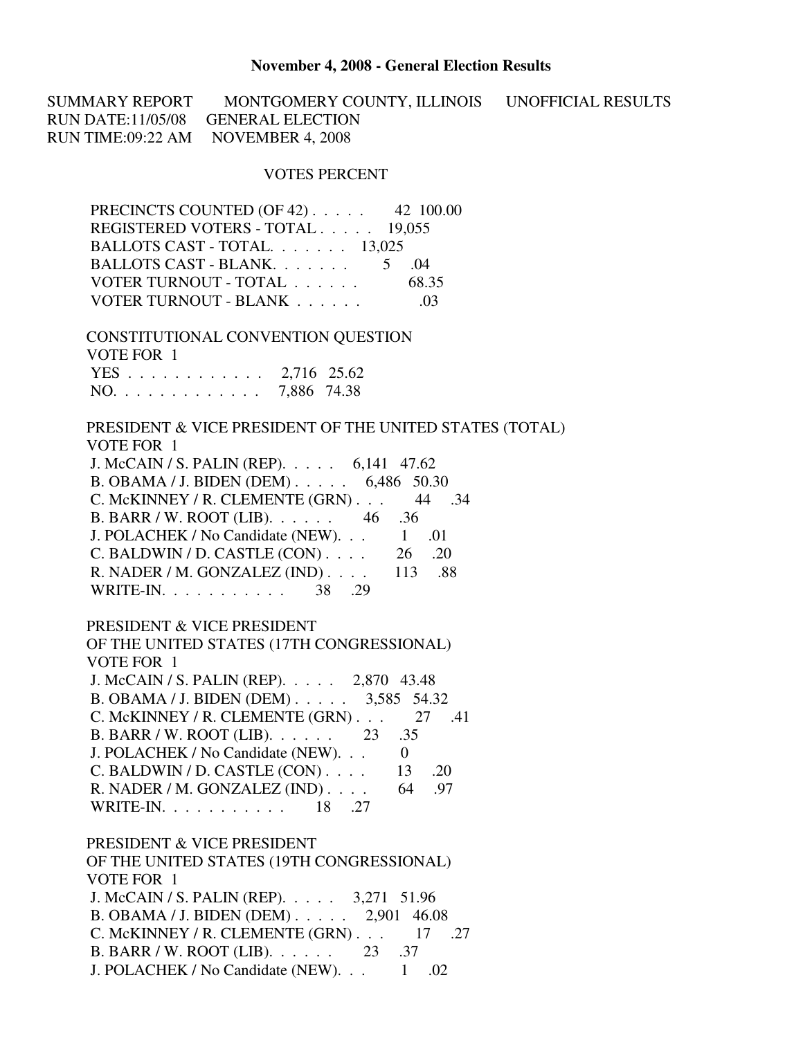**November 4, 2008 - General Election Results**

SUMMARY REPORT MONTGOMERY COUNTY, ILLINOIS UNOFFICIAL RESULTS
RUN DATE:11/05/08 GENERAL ELECTION
RUN TIME:09:22 AM NOVEMBER 4, 2008

| | VOTES | PERCENT |
|---|---|---|
| PRECINCTS COUNTED (OF 42) . . . . . | 42 | 100.00 |
| REGISTERED VOTERS - TOTAL . . . . . | 19,055 | |
| BALLOTS CAST - TOTAL. . . . . . . | 13,025 | |
| BALLOTS CAST - BLANK. . . . . . . | 5 | .04 |
| VOTER TURNOUT - TOTAL . . . . . . | | 68.35 |
| VOTER TURNOUT - BLANK . . . . . . | | .03 |

CONSTITUTIONAL CONVENTION QUESTION
VOTE FOR 1

| | VOTES | PERCENT |
|---|---|---|
| YES . . . . . . . . . . . . | 2,716 | 25.62 |
| NO. . . . . . . . . . . . . | 7,886 | 74.38 |

PRESIDENT & VICE PRESIDENT OF THE UNITED STATES (TOTAL)
VOTE FOR 1

| | VOTES | PERCENT |
|---|---|---|
| J. McCAIN / S. PALIN (REP). . . . . | 6,141 | 47.62 |
| B. OBAMA / J. BIDEN (DEM) . . . . . | 6,486 | 50.30 |
| C. McKINNEY / R. CLEMENTE (GRN) . . . | 44 | .34 |
| B. BARR / W. ROOT (LIB). . . . . . | 46 | .36 |
| J. POLACHEK / No Candidate (NEW). . . | 1 | .01 |
| C. BALDWIN / D. CASTLE (CON) . . . . | 26 | .20 |
| R. NADER / M. GONZALEZ (IND) . . . . | 113 | .88 |
| WRITE-IN. . . . . . . . . . . | 38 | .29 |

PRESIDENT & VICE PRESIDENT
OF THE UNITED STATES (17TH CONGRESSIONAL)
VOTE FOR 1

| | VOTES | PERCENT |
|---|---|---|
| J. McCAIN / S. PALIN (REP). . . . . | 2,870 | 43.48 |
| B. OBAMA / J. BIDEN (DEM) . . . . . | 3,585 | 54.32 |
| C. McKINNEY / R. CLEMENTE (GRN) . . . | 27 | .41 |
| B. BARR / W. ROOT (LIB). . . . . . | 23 | .35 |
| J. POLACHEK / No Candidate (NEW). . . | 0 | |
| C. BALDWIN / D. CASTLE (CON) . . . . | 13 | .20 |
| R. NADER / M. GONZALEZ (IND) . . . . | 64 | .97 |
| WRITE-IN. . . . . . . . . . . | 18 | .27 |

PRESIDENT & VICE PRESIDENT
OF THE UNITED STATES (19TH CONGRESSIONAL)
VOTE FOR 1

| | VOTES | PERCENT |
|---|---|---|
| J. McCAIN / S. PALIN (REP). . . . . | 3,271 | 51.96 |
| B. OBAMA / J. BIDEN (DEM) . . . . . | 2,901 | 46.08 |
| C. McKINNEY / R. CLEMENTE (GRN) . . . | 17 | .27 |
| B. BARR / W. ROOT (LIB). . . . . . | 23 | .37 |
| J. POLACHEK / No Candidate (NEW). . . | 1 | .02 |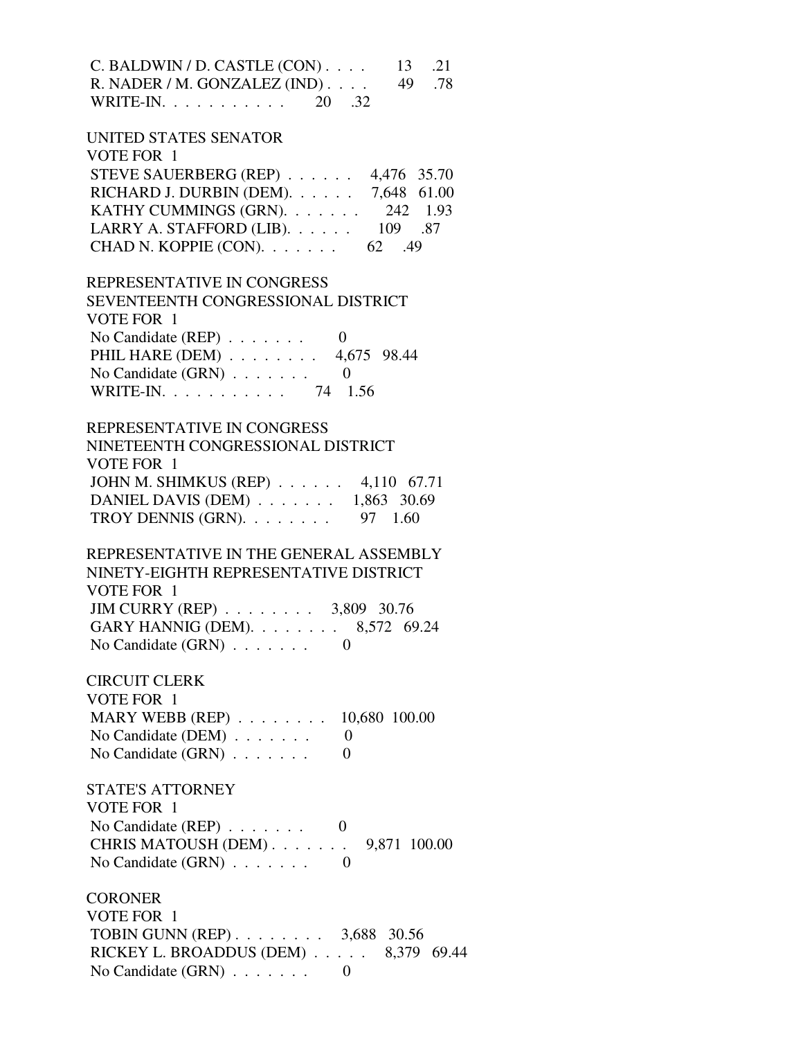C. BALDWIN / D. CASTLE (CON) . . . . 13 .21
R. NADER / M. GONZALEZ (IND) . . . . 49 .78
WRITE-IN. . . . . . . . . . . 20 .32

UNITED STATES SENATOR
VOTE FOR 1
STEVE SAUERBERG (REP) . . . . . . 4,476 35.70
RICHARD J. DURBIN (DEM). . . . . . 7,648 61.00
KATHY CUMMINGS (GRN). . . . . . . 242 1.93
LARRY A. STAFFORD (LIB). . . . . 109 .87
CHAD N. KOPPIE (CON). . . . . . . 62 .49

REPRESENTATIVE IN CONGRESS
SEVENTEENTH CONGRESSIONAL DISTRICT
VOTE FOR 1
No Candidate (REP) . . . . . . . 0
PHIL HARE (DEM) . . . . . . . . 4,675 98.44
No Candidate (GRN) . . . . . . . 0
WRITE-IN. . . . . . . . . . . 74 1.56

REPRESENTATIVE IN CONGRESS
NINETEENTH CONGRESSIONAL DISTRICT
VOTE FOR 1
JOHN M. SHIMKUS (REP) . . . . . . 4,110 67.71
DANIEL DAVIS (DEM) . . . . . . . 1,863 30.69
TROY DENNIS (GRN). . . . . . . . 97 1.60

REPRESENTATIVE IN THE GENERAL ASSEMBLY
NINETY-EIGHTH REPRESENTATIVE DISTRICT
VOTE FOR 1
JIM CURRY (REP) . . . . . . . . 3,809 30.76
GARY HANNIG (DEM). . . . . . . . 8,572 69.24
No Candidate (GRN) . . . . . . . 0

CIRCUIT CLERK
VOTE FOR 1
MARY WEBB (REP) . . . . . . . . 10,680 100.00
No Candidate (DEM) . . . . . . . 0
No Candidate (GRN) . . . . . . . 0

STATE'S ATTORNEY
VOTE FOR 1
No Candidate (REP) . . . . . . . 0
CHRIS MATOUSH (DEM) . . . . . . . 9,871 100.00
No Candidate (GRN) . . . . . . . 0

CORONER
VOTE FOR 1
TOBIN GUNN (REP) . . . . . . . . 3,688 30.56
RICKEY L. BROADDUS (DEM) . . . . . 8,379 69.44
No Candidate (GRN) . . . . . . . 0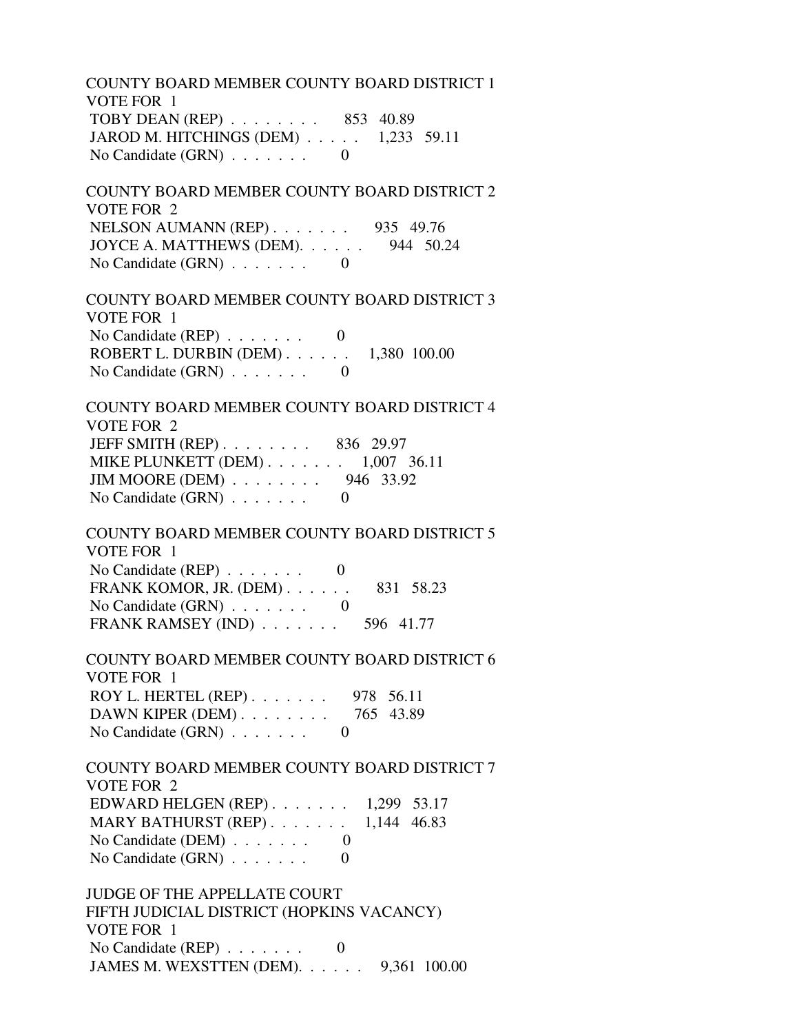COUNTY BOARD MEMBER COUNTY BOARD DISTRICT 1
VOTE FOR 1
TOBY DEAN (REP) . . . . . . . . 853 40.89
JAROD M. HITCHINGS (DEM) . . . . . 1,233 59.11
No Candidate (GRN) . . . . . . . 0

COUNTY BOARD MEMBER COUNTY BOARD DISTRICT 2
VOTE FOR 2
NELSON AUMANN (REP) . . . . . . . 935 49.76
JOYCE A. MATTHEWS (DEM). . . . . . 944 50.24
No Candidate (GRN) . . . . . . . 0

COUNTY BOARD MEMBER COUNTY BOARD DISTRICT 3
VOTE FOR 1
No Candidate (REP) . . . . . . . 0
ROBERT L. DURBIN (DEM) . . . . . . 1,380 100.00
No Candidate (GRN) . . . . . . . 0

COUNTY BOARD MEMBER COUNTY BOARD DISTRICT 4
VOTE FOR 2
JEFF SMITH (REP) . . . . . . . . 836 29.97
MIKE PLUNKETT (DEM) . . . . . . . 1,007 36.11
JIM MOORE (DEM) . . . . . . . . 946 33.92
No Candidate (GRN) . . . . . . . 0

COUNTY BOARD MEMBER COUNTY BOARD DISTRICT 5
VOTE FOR 1
No Candidate (REP) . . . . . . . 0
FRANK KOMOR, JR. (DEM) . . . . . . 831 58.23
No Candidate (GRN) . . . . . . . 0
FRANK RAMSEY (IND) . . . . . . . 596 41.77

COUNTY BOARD MEMBER COUNTY BOARD DISTRICT 6
VOTE FOR 1
ROY L. HERTEL (REP) . . . . . . . 978 56.11
DAWN KIPER (DEM) . . . . . . . . 765 43.89
No Candidate (GRN) . . . . . . . 0

COUNTY BOARD MEMBER COUNTY BOARD DISTRICT 7
VOTE FOR 2
EDWARD HELGEN (REP) . . . . . . . 1,299 53.17
MARY BATHURST (REP) . . . . . . . 1,144 46.83
No Candidate (DEM) . . . . . . . 0
No Candidate (GRN) . . . . . . . 0

JUDGE OF THE APPELLATE COURT
FIFTH JUDICIAL DISTRICT (HOPKINS VACANCY)
VOTE FOR 1
No Candidate (REP) . . . . . . . 0
JAMES M. WEXSTTEN (DEM). . . . . . 9,361 100.00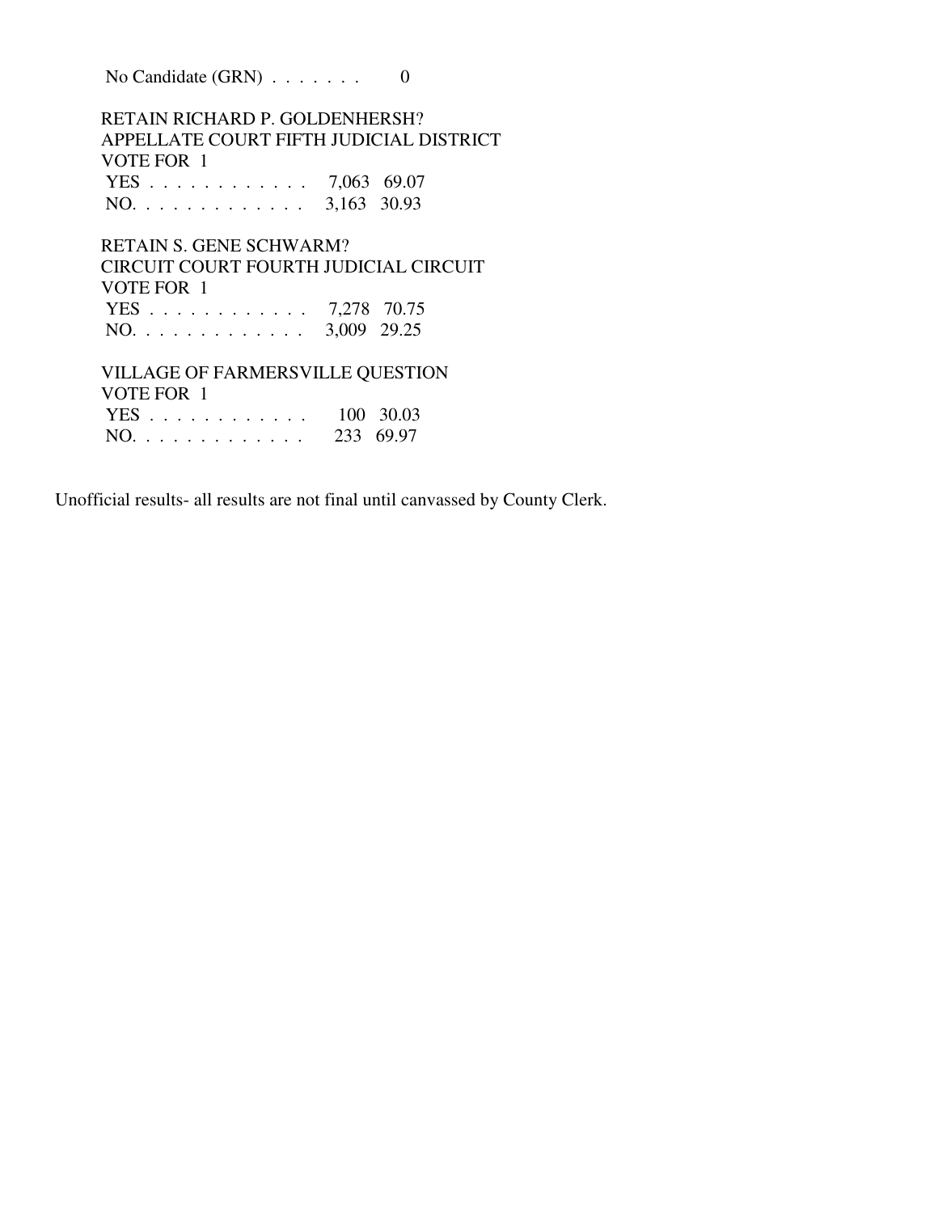No Candidate (GRN) . . . . . . . 0

RETAIN RICHARD P. GOLDENHERSH?
APPELLATE COURT FIFTH JUDICIAL DISTRICT
VOTE FOR 1

| | | |
|---|---|---|
| YES . . . . . . . . . . . . | 7,063 | 69.07 |
| NO. . . . . . . . . . . . . | 3,163 | 30.93 |

RETAIN S. GENE SCHWARM?
CIRCUIT COURT FOURTH JUDICIAL CIRCUIT
VOTE FOR 1

| | | |
|---|---|---|
| YES . . . . . . . . . . . . | 7,278 | 70.75 |
| NO. . . . . . . . . . . . . | 3,009 | 29.25 |

VILLAGE OF FARMERSVILLE QUESTION
VOTE FOR 1

| | | |
|---|---|---|
| YES . . . . . . . . . . . . | 100 | 30.03 |
| NO. . . . . . . . . . . . . | 233 | 69.97 |

Unofficial results- all results are not final until canvassed by County Clerk.